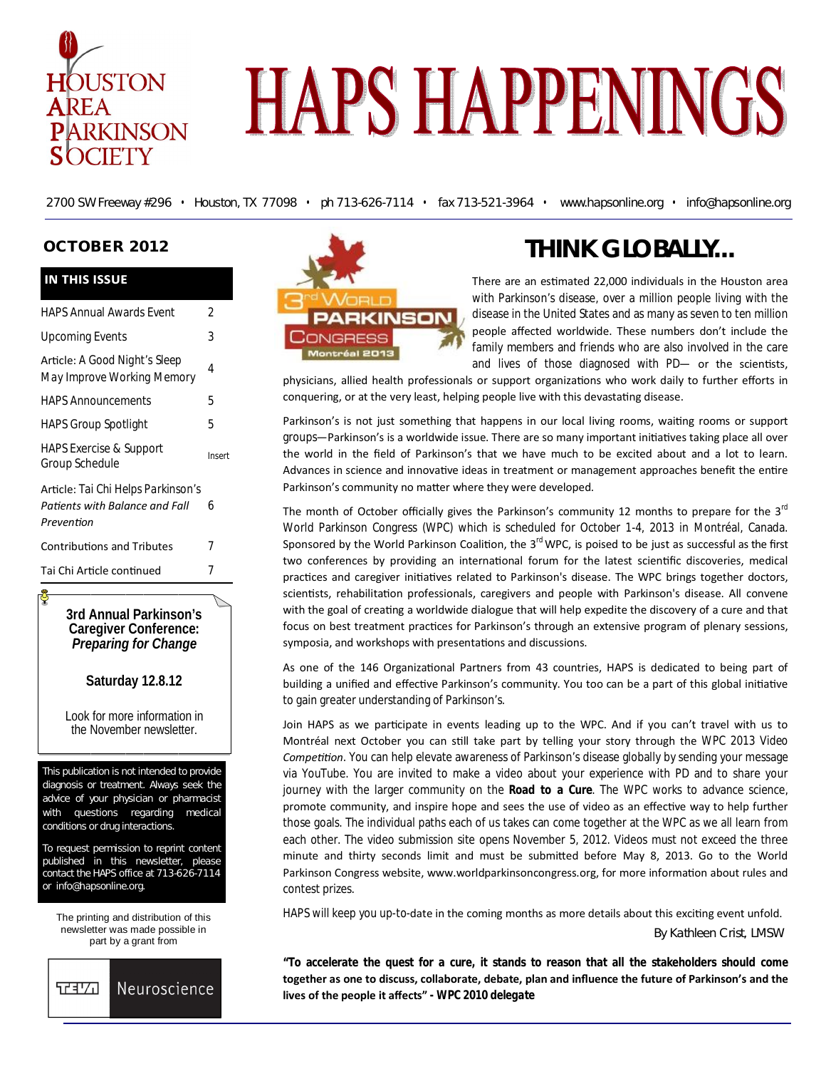# HAPS HAPPENINGS

HOUSTON AREA PARKINSON SOCIETY

2700 SW Freeway #296 • Houston, TX 77098 • ph 713-626-7114 • fax 713-521-3964 • www.hapsonline.org • info@hapsonline.org

## OCTOBER 2012

### IN THIS ISSUE

| | |
|---|---|
| HAPS Annual Awards Event | 2 |
| Upcoming Events | 3 |
| Article: A Good Night's Sleep May Improve Working Memory | 4 |
| HAPS Announcements | 5 |
| HAPS Group Spotlight | 5 |
| HAPS Exercise & Support Group Schedule | Insert |
| Article: Tai Chi Helps Parkinson's *Patients with Balance and Fall Prevention* | 6 |
| Contributions and Tributes | 7 |
| Tai Chi Article continued | 7 |

**3rd Annual Parkinson's Caregiver Conference:** ***Preparing for Change***

**Saturday 12.8.12**

Look for more information in the November newsletter.

This publication is not intended to provide diagnosis or treatment. Always seek the advice of your physician or pharmacist with questions regarding medical conditions or drug interactions.

To request permission to reprint content published in this newsletter, please contact the HAPS office at 713-626-7114 or info@hapsonline.org.

The printing and distribution of this newsletter was made possible in part by a grant from

TEVA Neuroscience

## THINK GLOBALLY...

3rd World Parkinson Congress Montréal 2013

There are an estimated 22,000 individuals in the Houston area with Parkinson's disease, over a million people living with the disease in the United States and as many as seven to ten million people affected worldwide. These numbers don't include the family members and friends who are also involved in the care and lives of those diagnosed with PD— or the scientists, physicians, allied health professionals or support organizations who work daily to further efforts in conquering, or at the very least, helping people live with this devastating disease.

Parkinson's is not just something that happens in our local living rooms, waiting rooms or support groups—Parkinson's is a worldwide issue. There are so many important initiatives taking place all over the world in the field of Parkinson's that we have much to be excited about and a lot to learn. Advances in science and innovative ideas in treatment or management approaches benefit the entire Parkinson's community no matter where they were developed.

The month of October officially gives the Parkinson's community 12 months to prepare for the 3rd World Parkinson Congress (WPC) which is scheduled for October 1-4, 2013 in Montréal, Canada. Sponsored by the World Parkinson Coalition, the 3rd WPC, is poised to be just as successful as the first two conferences by providing an international forum for the latest scientific discoveries, medical practices and caregiver initiatives related to Parkinson's disease. The WPC brings together doctors, scientists, rehabilitation professionals, caregivers and people with Parkinson's disease. All convene with the goal of creating a worldwide dialogue that will help expedite the discovery of a cure and that focus on best treatment practices for Parkinson's through an extensive program of plenary sessions, symposia, and workshops with presentations and discussions.

As one of the 146 Organizational Partners from 43 countries, HAPS is dedicated to being part of building a unified and effective Parkinson's community. You too can be a part of this global initiative to gain greater understanding of Parkinson's.

Join HAPS as we participate in events leading up to the WPC. And if you can't travel with us to Montréal next October you can still take part by telling your story through the WPC 2013 Video *Competition*. You can help elevate awareness of Parkinson's disease globally by sending your message via YouTube. You are invited to make a video about your experience with PD and to share your journey with the larger community on the **Road to a Cure**. The WPC works to advance science, promote community, and inspire hope and sees the use of video as an effective way to help further those goals. The individual paths each of us takes can come together at the WPC as we all learn from each other. The video submission site opens November 5, 2012. Videos must not exceed the three minute and thirty seconds limit and must be submitted before May 8, 2013. Go to the World Parkinson Congress website, www.worldparkinsoncongress.org, for more information about rules and contest prizes.

HAPS will keep you up-to-date in the coming months as more details about this exciting event unfold.

By Kathleen Crist, LMSW

**"To accelerate the quest for a cure, it stands to reason that all the stakeholders should come together as one to discuss, collaborate, debate, plan and influence the future of Parkinson's and the lives of the people it affects" - WPC 2010 delegate**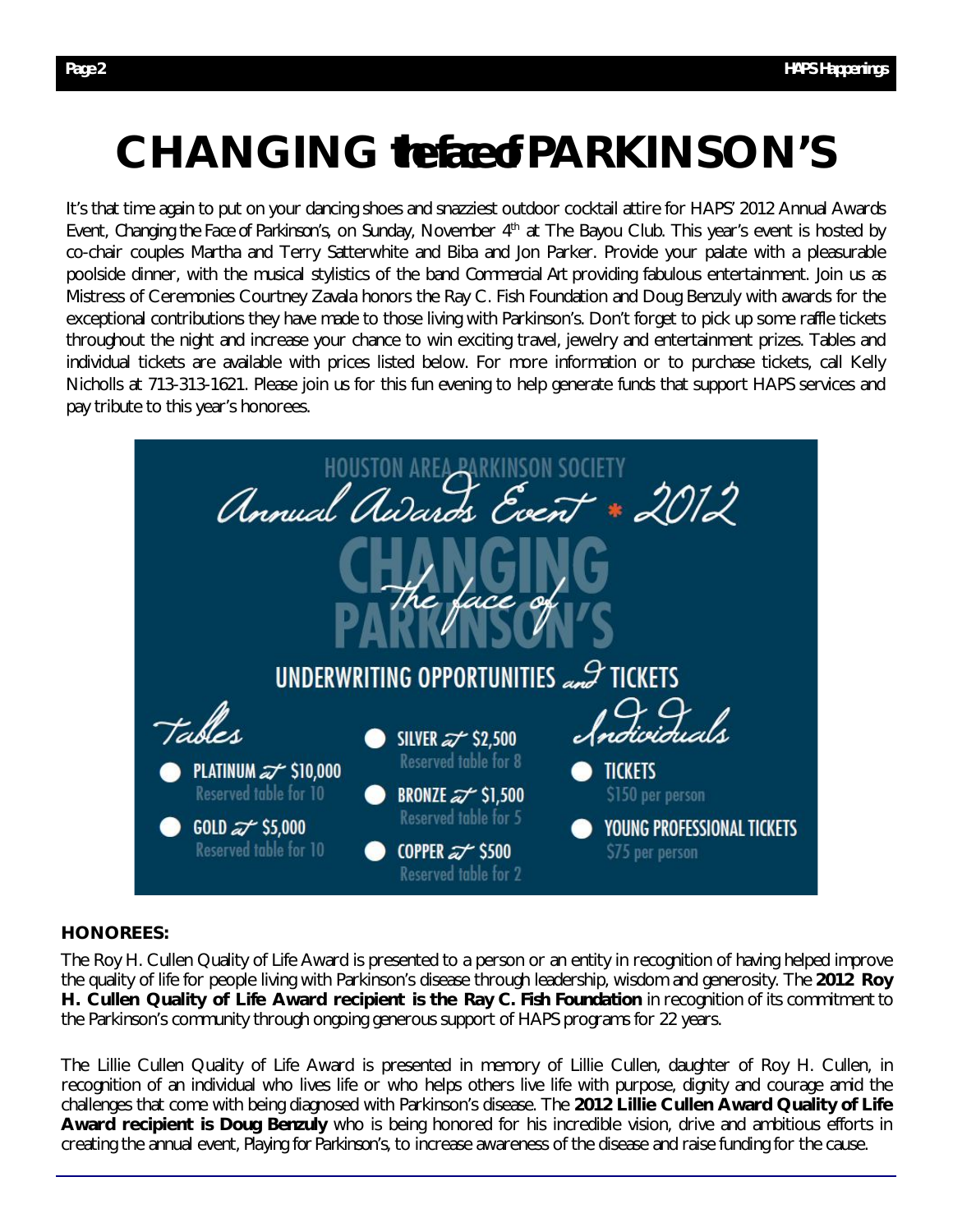# CHANGING the face of PARKINSON'S

It's that time again to put on your dancing shoes and snazziest outdoor cocktail attire for HAPS' 2012 Annual Awards Event, Changing the Face of Parkinson's, on Sunday, November 4th at The Bayou Club. This year's event is hosted by co-chair couples Martha and Terry Satterwhite and Biba and Jon Parker. Provide your palate with a pleasurable poolside dinner, with the musical stylistics of the band Commercial Art providing fabulous entertainment. Join us as Mistress of Ceremonies Courtney Zavala honors the Ray C. Fish Foundation and Doug Benzuly with awards for the exceptional contributions they have made to those living with Parkinson's. Don't forget to pick up some raffle tickets throughout the night and increase your chance to win exciting travel, jewelry and entertainment prizes. Tables and individual tickets are available with prices listed below. For more information or to purchase tickets, call Kelly Nicholls at 713-313-1621. Please join us for this fun evening to help generate funds that support HAPS services and pay tribute to this year's honorees.

HOUSTON AREA PARKINSON SOCIETY

*Annual Awards Event * 2012*

CHANGING *the face of* PARKINSON'S

UNDERWRITING OPPORTUNITIES *and* TICKETS

*Tables*

- PLATINUM *at* $10,000 — Reserved table for 10
- GOLD *at* $5,000 — Reserved table for 10
- SILVER *at* $2,500 — Reserved table for 8
- BRONZE *at* $1,500 — Reserved table for 5
- COPPER *at* $500 — Reserved table for 2

*Individuals*

- TICKETS — $150 per person
- YOUNG PROFESSIONAL TICKETS — $75 per person

**HONOREES:**

The Roy H. Cullen Quality of Life Award is presented to a person or an entity in recognition of having helped improve the quality of life for people living with Parkinson's disease through leadership, wisdom and generosity. The **2012 Roy H. Cullen Quality of Life Award recipient is the Ray C. Fish Foundation** in recognition of its commitment to the Parkinson's community through ongoing generous support of HAPS programs for 22 years.

The Lillie Cullen Quality of Life Award is presented in memory of Lillie Cullen, daughter of Roy H. Cullen, in recognition of an individual who lives life or who helps others live life with purpose, dignity and courage amid the challenges that come with being diagnosed with Parkinson's disease. The **2012 Lillie Cullen Award Quality of Life Award recipient is Doug Benzuly** who is being honored for his incredible vision, drive and ambitious efforts in creating the annual event, Playing for Parkinson's, to increase awareness of the disease and raise funding for the cause.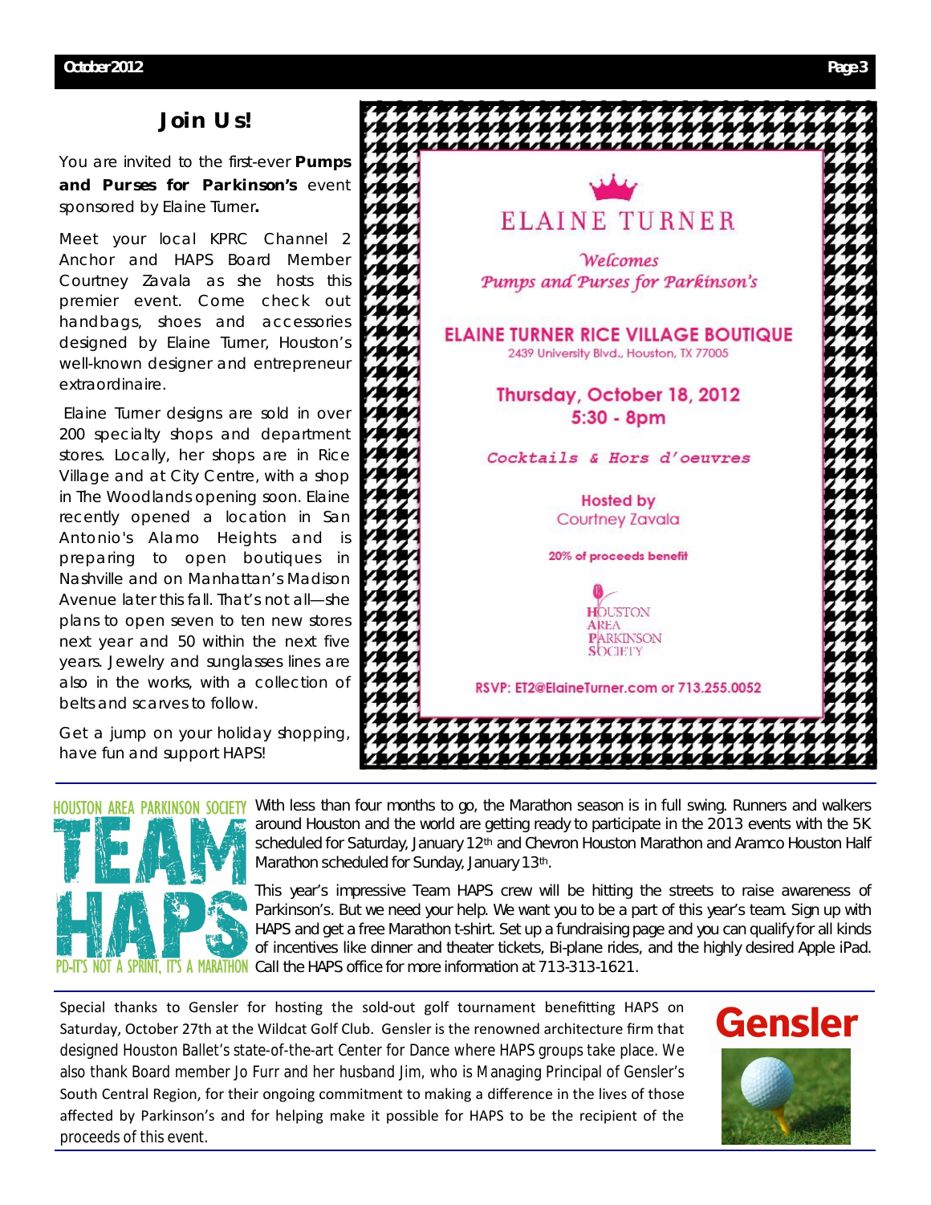## Join Us!

You are invited to the first-ever **Pumps and Purses for Parkinson's** event sponsored by Elaine Turner**.**

Meet your local KPRC Channel 2 Anchor and HAPS Board Member Courtney Zavala as she hosts this premier event. Come check out handbags, shoes and accessories designed by Elaine Turner, Houston's well-known designer and entrepreneur extraordinaire.

Elaine Turner designs are sold in over 200 specialty shops and department stores. Locally, her shops are in Rice Village and at City Centre, with a shop in The Woodlands opening soon. Elaine recently opened a location in San Antonio's Alamo Heights and is preparing to open boutiques in Nashville and on Manhattan's Madison Avenue later this fall. That's not all—she plans to open seven to ten new stores next year and 50 within the next five years. Jewelry and sunglasses lines are also in the works, with a collection of belts and scarves to follow.

Get a jump on your holiday shopping, have fun and support HAPS!

ELAINE TURNER

*Welcomes*
*Pumps and Purses for Parkinson's*

**ELAINE TURNER RICE VILLAGE BOUTIQUE**
2439 University Blvd., Houston, TX 77005

**Thursday, October 18, 2012**
**5:30 - 8pm**

*Cocktails & Hors d'oeuvres*

**Hosted by**
Courtney Zavala

**20% of proceeds benefit**

HOUSTON AREA PARKINSON SOCIETY

**RSVP: ET2@ElaineTurner.com or 713.255.0052**

---

HOUSTON AREA PARKINSON SOCIETY
TEAM HAPS
PD–IT'S NOT A SPRINT, IT'S A MARATHON

With less than four months to go, the Marathon season is in full swing. Runners and walkers around Houston and the world are getting ready to participate in the 2013 events with the 5K scheduled for Saturday, January 12th and Chevron Houston Marathon and Aramco Houston Half Marathon scheduled for Sunday, January 13th.

This year's impressive Team HAPS crew will be hitting the streets to raise awareness of Parkinson's. But we need your help. We want you to be a part of this year's team. Sign up with HAPS and get a free Marathon t-shirt. Set up a fundraising page and you can qualify for all kinds of incentives like dinner and theater tickets, Bi-plane rides, and the highly desired Apple iPad. Call the HAPS office for more information at 713-313-1621.

---

Special thanks to Gensler for hosting the sold-out golf tournament benefitting HAPS on Saturday, October 27th at the Wildcat Golf Club. Gensler is the renowned architecture firm that designed Houston Ballet's state-of-the-art Center for Dance where HAPS groups take place. We also thank Board member Jo Furr and her husband Jim, who is Managing Principal of Gensler's South Central Region, for their ongoing commitment to making a difference in the lives of those affected by Parkinson's and for helping make it possible for HAPS to be the recipient of the proceeds of this event.

Gensler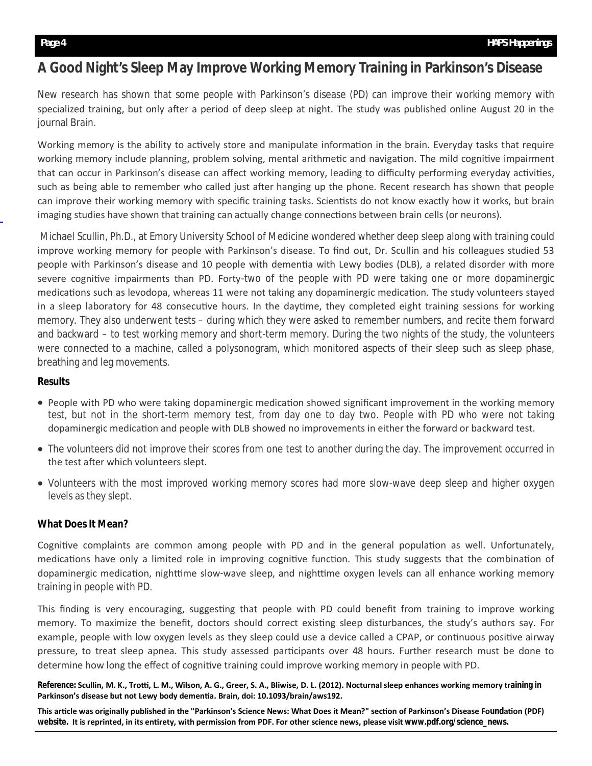# A Good Night's Sleep May Improve Working Memory Training in Parkinson's Disease

New research has shown that some people with Parkinson's disease (PD) can improve their working memory with specialized training, but only after a period of deep sleep at night. The study was published online August 20 in the journal Brain.

Working memory is the ability to actively store and manipulate information in the brain. Everyday tasks that require working memory include planning, problem solving, mental arithmetic and navigation. The mild cognitive impairment that can occur in Parkinson's disease can affect working memory, leading to difficulty performing everyday activities, such as being able to remember who called just after hanging up the phone. Recent research has shown that people can improve their working memory with specific training tasks. Scientists do not know exactly how it works, but brain imaging studies have shown that training can actually change connections between brain cells (or neurons).

Michael Scullin, Ph.D., at Emory University School of Medicine wondered whether deep sleep along with training could improve working memory for people with Parkinson's disease. To find out, Dr. Scullin and his colleagues studied 53 people with Parkinson's disease and 10 people with dementia with Lewy bodies (DLB), a related disorder with more severe cognitive impairments than PD. Forty-two of the people with PD were taking one or more dopaminergic medications such as levodopa, whereas 11 were not taking any dopaminergic medication. The study volunteers stayed in a sleep laboratory for 48 consecutive hours. In the daytime, they completed eight training sessions for working memory. They also underwent tests – during which they were asked to remember numbers, and recite them forward and backward – to test working memory and short-term memory. During the two nights of the study, the volunteers were connected to a machine, called a polysonogram, which monitored aspects of their sleep such as sleep phase, breathing and leg movements.

**Results**

- People with PD who were taking dopaminergic medication showed significant improvement in the working memory test, but not in the short-term memory test, from day one to day two. People with PD who were not taking dopaminergic medication and people with DLB showed no improvements in either the forward or backward test.
- The volunteers did not improve their scores from one test to another during the day. The improvement occurred in the test after which volunteers slept.
- Volunteers with the most improved working memory scores had more slow-wave deep sleep and higher oxygen levels as they slept.

**What Does It Mean?**

Cognitive complaints are common among people with PD and in the general population as well. Unfortunately, medications have only a limited role in improving cognitive function. This study suggests that the combination of dopaminergic medication, nighttime slow-wave sleep, and nighttime oxygen levels can all enhance working memory training in people with PD.

This finding is very encouraging, suggesting that people with PD could benefit from training to improve working memory. To maximize the benefit, doctors should correct existing sleep disturbances, the study's authors say. For example, people with low oxygen levels as they sleep could use a device called a CPAP, or continuous positive airway pressure, to treat sleep apnea. This study assessed participants over 48 hours. Further research must be done to determine how long the effect of cognitive training could improve working memory in people with PD.

**Reference: Scullin, M. K., Trotti, L. M., Wilson, A. G., Greer, S. A., Bliwise, D. L. (2012). Nocturnal sleep enhances working memory training in Parkinson's disease but not Lewy body dementia. Brain, doi: 10.1093/brain/aws192.**

**This article was originally published in the "Parkinson's Science News: What Does it Mean?" section of Parkinson's Disease Foundation (PDF) website. It is reprinted, in its entirety, with permission from PDF. For other science news, please visit www.pdf.org/science_news.**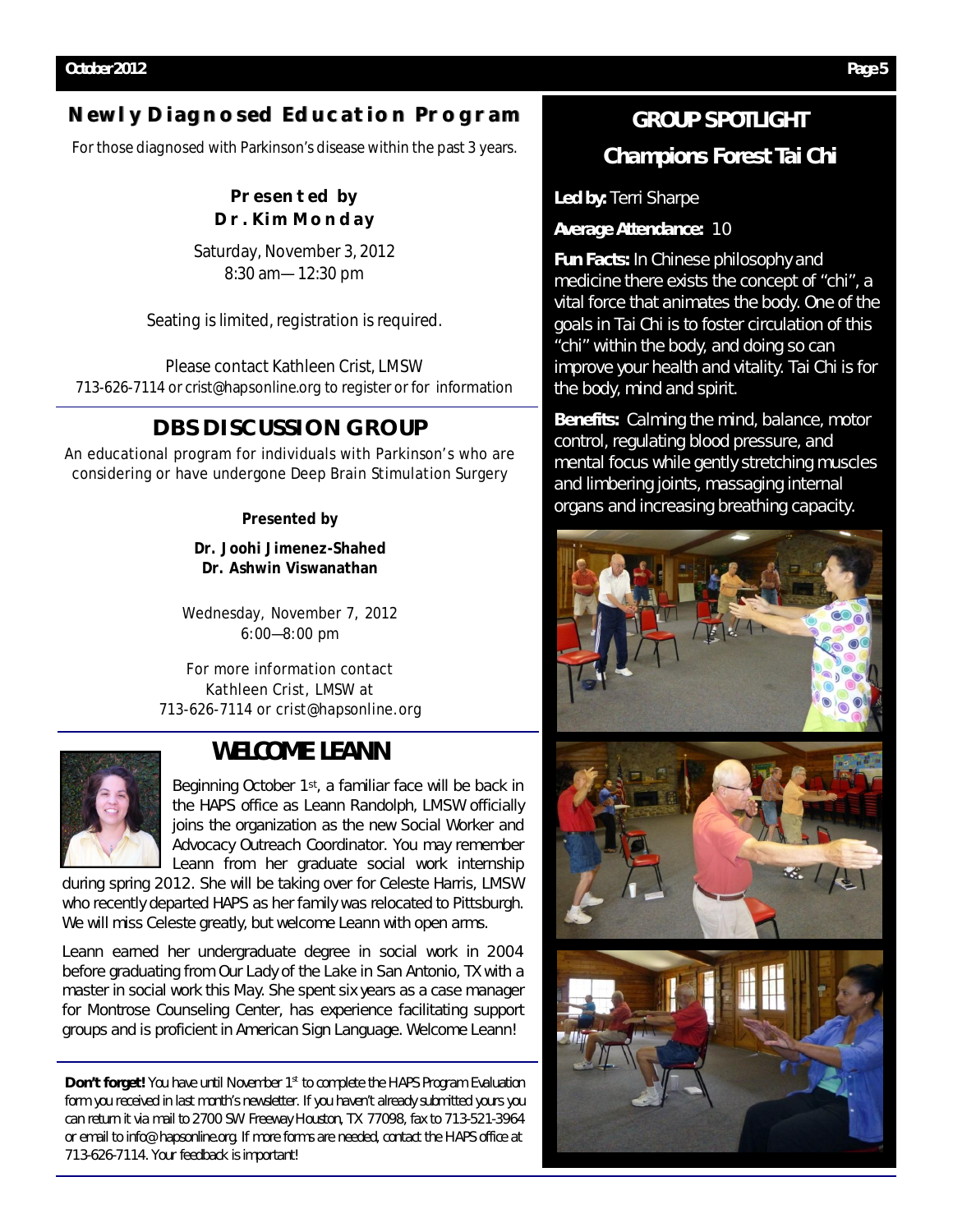## Newly Diagnosed Education Program

For those diagnosed with Parkinson's disease within the past 3 years.

**Presented by**
**Dr. Kim Monday**

Saturday, November 3, 2012
8:30 am—12:30 pm

Seating is limited, registration is required.

Please contact Kathleen Crist, LMSW
713-626-7114 or crist@hapsonline.org to register or for information

## DBS DISCUSSION GROUP

An educational program for individuals with Parkinson's who are considering or have undergone Deep Brain Stimulation Surgery

**Presented by**

**Dr. Joohi Jimenez-Shahed**
**Dr. Ashwin Viswanathan**

Wednesday, November 7, 2012
6:00—8:00 pm

For more information contact
Kathleen Crist, LMSW at
713-626-7114 or crist@hapsonline.org

## WELCOME LEANN

Beginning October 1st, a familiar face will be back in the HAPS office as Leann Randolph, LMSW officially joins the organization as the new Social Worker and Advocacy Outreach Coordinator. You may remember Leann from her graduate social work internship during spring 2012. She will be taking over for Celeste Harris, LMSW who recently departed HAPS as her family was relocated to Pittsburgh. We will miss Celeste greatly, but welcome Leann with open arms.

Leann earned her undergraduate degree in social work in 2004 before graduating from Our Lady of the Lake in San Antonio, TX with a master in social work this May. She spent six years as a case manager for Montrose Counseling Center, has experience facilitating support groups and is proficient in American Sign Language. Welcome Leann!

**Don't forget!** You have until November 1st to complete the HAPS Program Evaluation form you received in last month's newsletter. If you haven't already submitted yours you can return it via mail to 2700 SW Freeway Houston, TX 77098, fax to 713-521-3964 or email to info@hapsonline.org. If more forms are needed, contact the HAPS office at 713-626-7114. Your feedback is important!

## GROUP SPOTLIGHT

## Champions Forest Tai Chi

**Led by:** Terri Sharpe

**Average Attendance:** 10

**Fun Facts:** In Chinese philosophy and medicine there exists the concept of "chi", a vital force that animates the body. One of the goals in Tai Chi is to foster circulation of this "chi" within the body, and doing so can improve your health and vitality. Tai Chi is for the body, mind and spirit.

**Benefits:** Calming the mind, balance, motor control, regulating blood pressure, and mental focus while gently stretching muscles and limbering joints, massaging internal organs and increasing breathing capacity.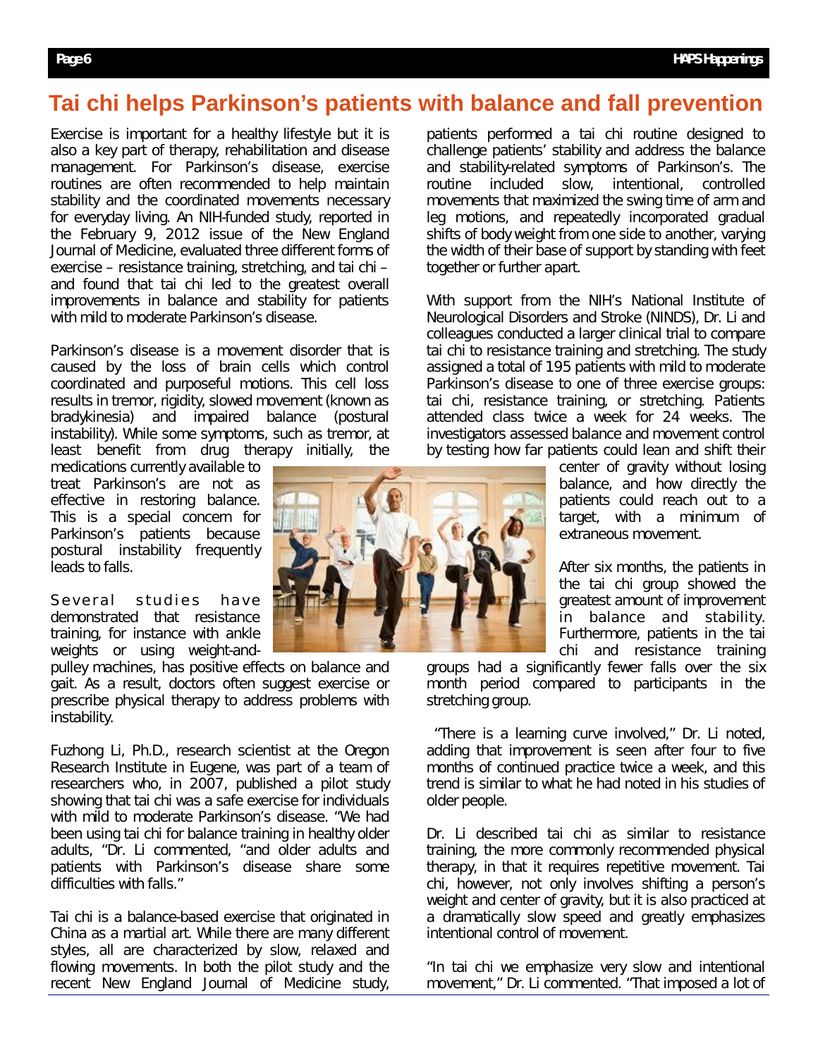# Tai chi helps Parkinson's patients with balance and fall prevention

Exercise is important for a healthy lifestyle but it is also a key part of therapy, rehabilitation and disease management. For Parkinson's disease, exercise routines are often recommended to help maintain stability and the coordinated movements necessary for everyday living. An NIH-funded study, reported in the February 9, 2012 issue of the New England Journal of Medicine, evaluated three different forms of exercise – resistance training, stretching, and tai chi – and found that tai chi led to the greatest overall improvements in balance and stability for patients with mild to moderate Parkinson's disease.

Parkinson's disease is a movement disorder that is caused by the loss of brain cells which control coordinated and purposeful motions. This cell loss results in tremor, rigidity, slowed movement (known as bradykinesia) and impaired balance (postural instability). While some symptoms, such as tremor, at least benefit from drug therapy initially, the medications currently available to treat Parkinson's are not as effective in restoring balance. This is a special concern for Parkinson's patients because postural instability frequently leads to falls.

Several studies have demonstrated that resistance training, for instance with ankle weights or using weight-and-pulley machines, has positive effects on balance and gait. As a result, doctors often suggest exercise or prescribe physical therapy to address problems with instability.

Fuzhong Li, Ph.D., research scientist at the Oregon Research Institute in Eugene, was part of a team of researchers who, in 2007, published a pilot study showing that tai chi was a safe exercise for individuals with mild to moderate Parkinson's disease. "We had been using tai chi for balance training in healthy older adults, "Dr. Li commented, "and older adults and patients with Parkinson's disease share some difficulties with falls."

Tai chi is a balance-based exercise that originated in China as a martial art. While there are many different styles, all are characterized by slow, relaxed and flowing movements. In both the pilot study and the recent New England Journal of Medicine study, patients performed a tai chi routine designed to challenge patients' stability and address the balance and stability-related symptoms of Parkinson's. The routine included slow, intentional, controlled movements that maximized the swing time of arm and leg motions, and repeatedly incorporated gradual shifts of body weight from one side to another, varying the width of their base of support by standing with feet together or further apart.

With support from the NIH's National Institute of Neurological Disorders and Stroke (NINDS), Dr. Li and colleagues conducted a larger clinical trial to compare tai chi to resistance training and stretching. The study assigned a total of 195 patients with mild to moderate Parkinson's disease to one of three exercise groups: tai chi, resistance training, or stretching. Patients attended class twice a week for 24 weeks. The investigators assessed balance and movement control by testing how far patients could lean and shift their center of gravity without losing balance, and how directly the patients could reach out to a target, with a minimum of extraneous movement.

After six months, the patients in the tai chi group showed the greatest amount of improvement in balance and stability. Furthermore, patients in the tai chi and resistance training groups had a significantly fewer falls over the six month period compared to participants in the stretching group.

"There is a learning curve involved," Dr. Li noted, adding that improvement is seen after four to five months of continued practice twice a week, and this trend is similar to what he had noted in his studies of older people.

Dr. Li described tai chi as similar to resistance training, the more commonly recommended physical therapy, in that it requires repetitive movement. Tai chi, however, not only involves shifting a person's weight and center of gravity, but it is also practiced at a dramatically slow speed and greatly emphasizes intentional control of movement.

"In tai chi we emphasize very slow and intentional movement," Dr. Li commented. "That imposed a lot of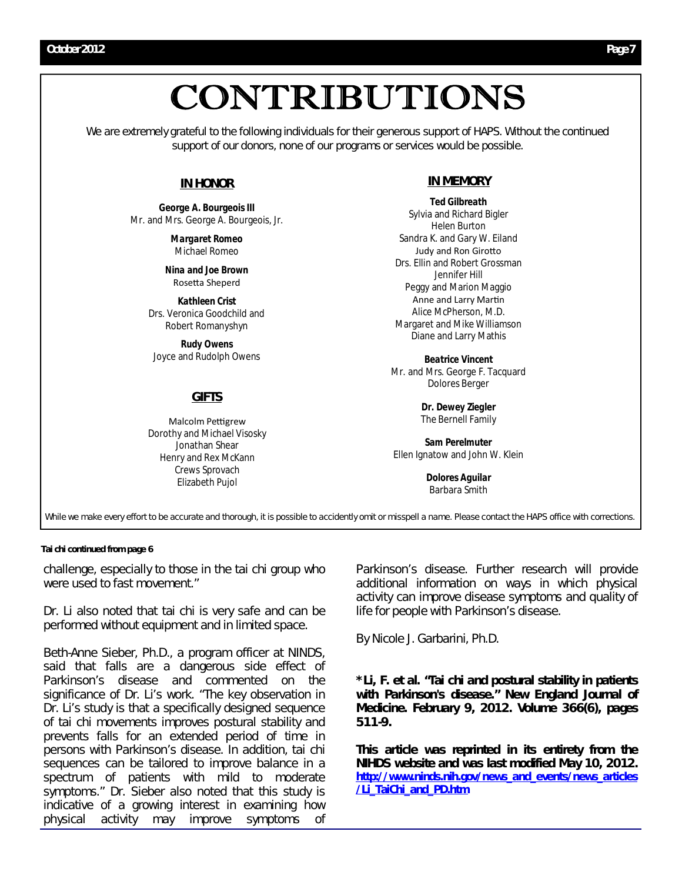# CONTRIBUTIONS

We are extremely grateful to the following individuals for their generous support of HAPS. Without the continued support of our donors, none of our programs or services would be possible.

## IN HONOR

**George A. Bourgeois III**
Mr. and Mrs. George A. Bourgeois, Jr.

**Margaret Romeo**
Michael Romeo

**Nina and Joe Brown**
Rosetta Sheperd

**Kathleen Crist**
Drs. Veronica Goodchild and Robert Romanyshyn

**Rudy Owens**
Joyce and Rudolph Owens

## GIFTS

Malcolm Pettigrew
Dorothy and Michael Visosky
Jonathan Shear
Henry and Rex McKann
Crews Sprovach
Elizabeth Pujol

## IN MEMORY

**Ted Gilbreath**
Sylvia and Richard Bigler
Helen Burton
Sandra K. and Gary W. Eiland
Judy and Ron Girotto
Drs. Ellin and Robert Grossman
Jennifer Hill
Peggy and Marion Maggio
Anne and Larry Martin
Alice McPherson, M.D.
Margaret and Mike Williamson
Diane and Larry Mathis

**Beatrice Vincent**
Mr. and Mrs. George F. Tacquard
Dolores Berger

**Dr. Dewey Ziegler**
The Bernell Family

**Sam Perelmuter**
Ellen Ignatow and John W. Klein

**Dolores Aguilar**
Barbara Smith

While we make every effort to be accurate and thorough, it is possible to accidently omit or misspell a name. Please contact the HAPS office with corrections.

**Tai chi continued from page 6**

challenge, especially to those in the tai chi group who were used to fast movement."

Dr. Li also noted that tai chi is very safe and can be performed without equipment and in limited space.

Beth-Anne Sieber, Ph.D., a program officer at NINDS, said that falls are a dangerous side effect of Parkinson's disease and commented on the significance of Dr. Li's work. "The key observation in Dr. Li's study is that a specifically designed sequence of tai chi movements improves postural stability and prevents falls for an extended period of time in persons with Parkinson's disease. In addition, tai chi sequences can be tailored to improve balance in a spectrum of patients with mild to moderate symptoms." Dr. Sieber also noted that this study is indicative of a growing interest in examining how physical activity may improve symptoms of Parkinson's disease. Further research will provide additional information on ways in which physical activity can improve disease symptoms and quality of life for people with Parkinson's disease.

By Nicole J. Garbarini, Ph.D.

**\*Li, F. et al. "Tai chi and postural stability in patients with Parkinson's disease." New England Journal of Medicine. February 9, 2012. Volume 366(6), pages 511-9.**

**This article was reprinted in its entirety from the NIHDS website and was last modified May 10, 2012. http://www.ninds.nih.gov/news_and_events/news_articles/Li_TaiChi_and_PD.htm**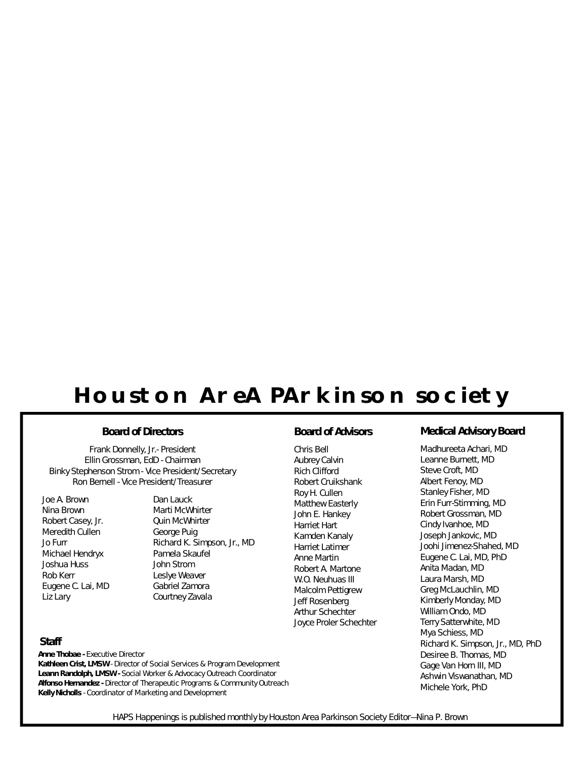# Houston AreA PArkinson society

## Board of Directors

Frank Donnelly, Jr.- President
Ellin Grossman, EdD - Chairman
Binky Stephenson Strom - Vice President/Secretary
Ron Bernell - Vice President/Treasurer

Joe A. Brown
Nina Brown
Robert Casey, Jr.
Meredith Cullen
Jo Furr
Michael Hendryx
Joshua Huss
Rob Kerr
Eugene C. Lai, MD
Liz Lary
Dan Lauck
Marti McWhirter
Quin McWhirter
George Puig
Richard K. Simpson, Jr., MD
Pamela Skaufel
John Strom
Leslye Weaver
Gabriel Zamora
Courtney Zavala

## Staff

**Anne Thobae -** Executive Director
**Kathleen Crist, LMSW** - Director of Social Services & Program Development
**Leann Randolph, LMSW -** Social Worker & Advocacy Outreach Coordinator
**Alfonso Hernandez -** Director of Therapeutic Programs & Community Outreach
**Kelly Nicholls** - Coordinator of Marketing and Development

## Board of Advisors

Chris Bell
Aubrey Calvin
Rich Clifford
Robert Cruikshank
Roy H. Cullen
Matthew Easterly
John E. Hankey
Harriet Hart
Kamden Kanaly
Harriet Latimer
Anne Martin
Robert A. Martone
W.O. Neuhuas III
Malcolm Pettigrew
Jeff Rosenberg
Arthur Schechter
Joyce Proler Schechter

## Medical Advisory Board

Madhureeta Achari, MD
Leanne Burnett, MD
Steve Croft, MD
Albert Fenoy, MD
Stanley Fisher, MD
Erin Furr-Stimming, MD
Robert Grossman, MD
Cindy Ivanhoe, MD
Joseph Jankovic, MD
Joohi Jimenez-Shahed, MD
Eugene C. Lai, MD, PhD
Anita Madan, MD
Laura Marsh, MD
Greg McLauchlin, MD
Kimberly Monday, MD
William Ondo, MD
Terry Satterwhite, MD
Mya Schiess, MD
Richard K. Simpson, Jr., MD, PhD
Desiree B. Thomas, MD
Gage Van Horn III, MD
Ashwin Viswanathan, MD
Michele York, PhD

HAPS Happenings is published monthly by Houston Area Parkinson Society Editor—Nina P. Brown